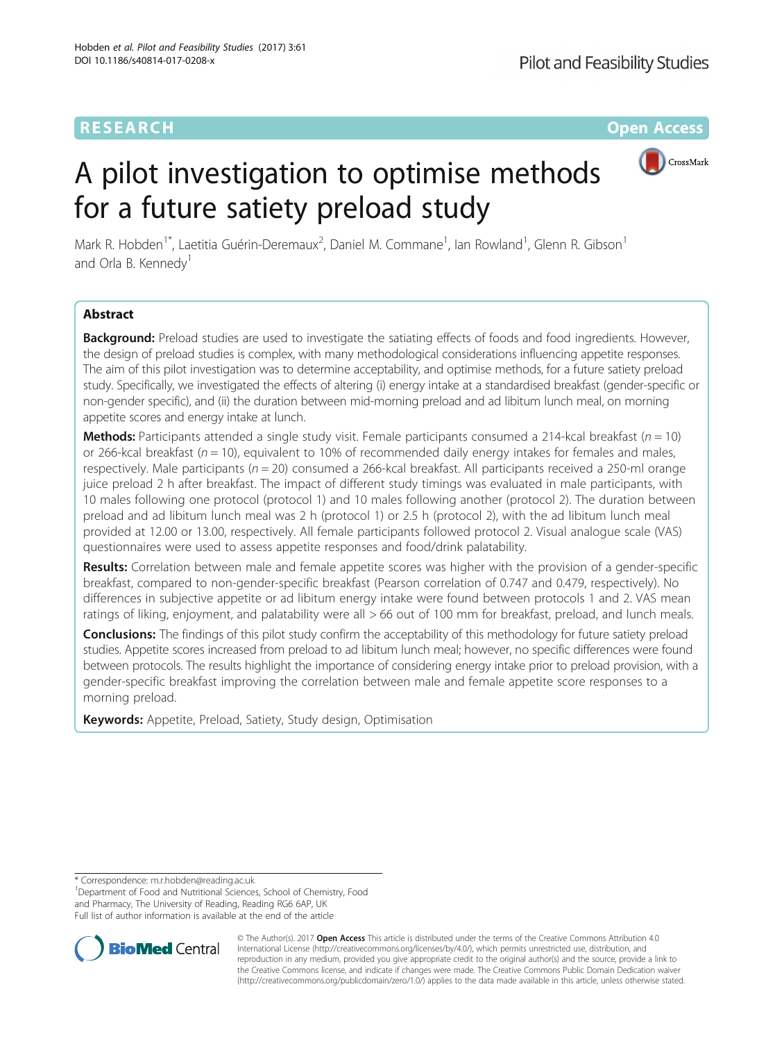RESEARCH

Open Access

# A pilot investigation to optimise methods for a future satiety preload study

Mark R. Hobden[1*], Laetitia Guérin-Deremaux[2], Daniel M. Commane[1], Ian Rowland[1], Glenn R. Gibson[1] and Orla B. Kennedy[1]

## Abstract

**Background:** Preload studies are used to investigate the satiating effects of foods and food ingredients. However, the design of preload studies is complex, with many methodological considerations influencing appetite responses. The aim of this pilot investigation was to determine acceptability, and optimise methods, for a future satiety preload study. Specifically, we investigated the effects of altering (i) energy intake at a standardised breakfast (gender-specific or non-gender specific), and (ii) the duration between mid-morning preload and ad libitum lunch meal, on morning appetite scores and energy intake at lunch.

**Methods:** Participants attended a single study visit. Female participants consumed a 214-kcal breakfast ($n = 10$) or 266-kcal breakfast ($n = 10$), equivalent to 10% of recommended daily energy intakes for females and males, respectively. Male participants ($n = 20$) consumed a 266-kcal breakfast. All participants received a 250-ml orange juice preload 2 h after breakfast. The impact of different study timings was evaluated in male participants, with 10 males following one protocol (protocol 1) and 10 males following another (protocol 2). The duration between preload and ad libitum lunch meal was 2 h (protocol 1) or 2.5 h (protocol 2), with the ad libitum lunch meal provided at 12.00 or 13.00, respectively. All female participants followed protocol 2. Visual analogue scale (VAS) questionnaires were used to assess appetite responses and food/drink palatability.

**Results:** Correlation between male and female appetite scores was higher with the provision of a gender-specific breakfast, compared to non-gender-specific breakfast (Pearson correlation of 0.747 and 0.479, respectively). No differences in subjective appetite or ad libitum energy intake were found between protocols 1 and 2. VAS mean ratings of liking, enjoyment, and palatability were all > 66 out of 100 mm for breakfast, preload, and lunch meals.

**Conclusions:** The findings of this pilot study confirm the acceptability of this methodology for future satiety preload studies. Appetite scores increased from preload to ad libitum lunch meal; however, no specific differences were found between protocols. The results highlight the importance of considering energy intake prior to preload provision, with a gender-specific breakfast improving the correlation between male and female appetite score responses to a morning preload.

**Keywords:** Appetite, Preload, Satiety, Study design, Optimisation

* Correspondence: m.r.hobden@reading.ac.uk
[1]Department of Food and Nutritional Sciences, School of Chemistry, Food and Pharmacy, The University of Reading, Reading RG6 6AP, UK
Full list of author information is available at the end of the article

© The Author(s). 2017 **Open Access** This article is distributed under the terms of the Creative Commons Attribution 4.0 International License (http://creativecommons.org/licenses/by/4.0/), which permits unrestricted use, distribution, and reproduction in any medium, provided you give appropriate credit to the original author(s) and the source, provide a link to the Creative Commons license, and indicate if changes were made. The Creative Commons Public Domain Dedication waiver (http://creativecommons.org/publicdomain/zero/1.0/) applies to the data made available in this article, unless otherwise stated.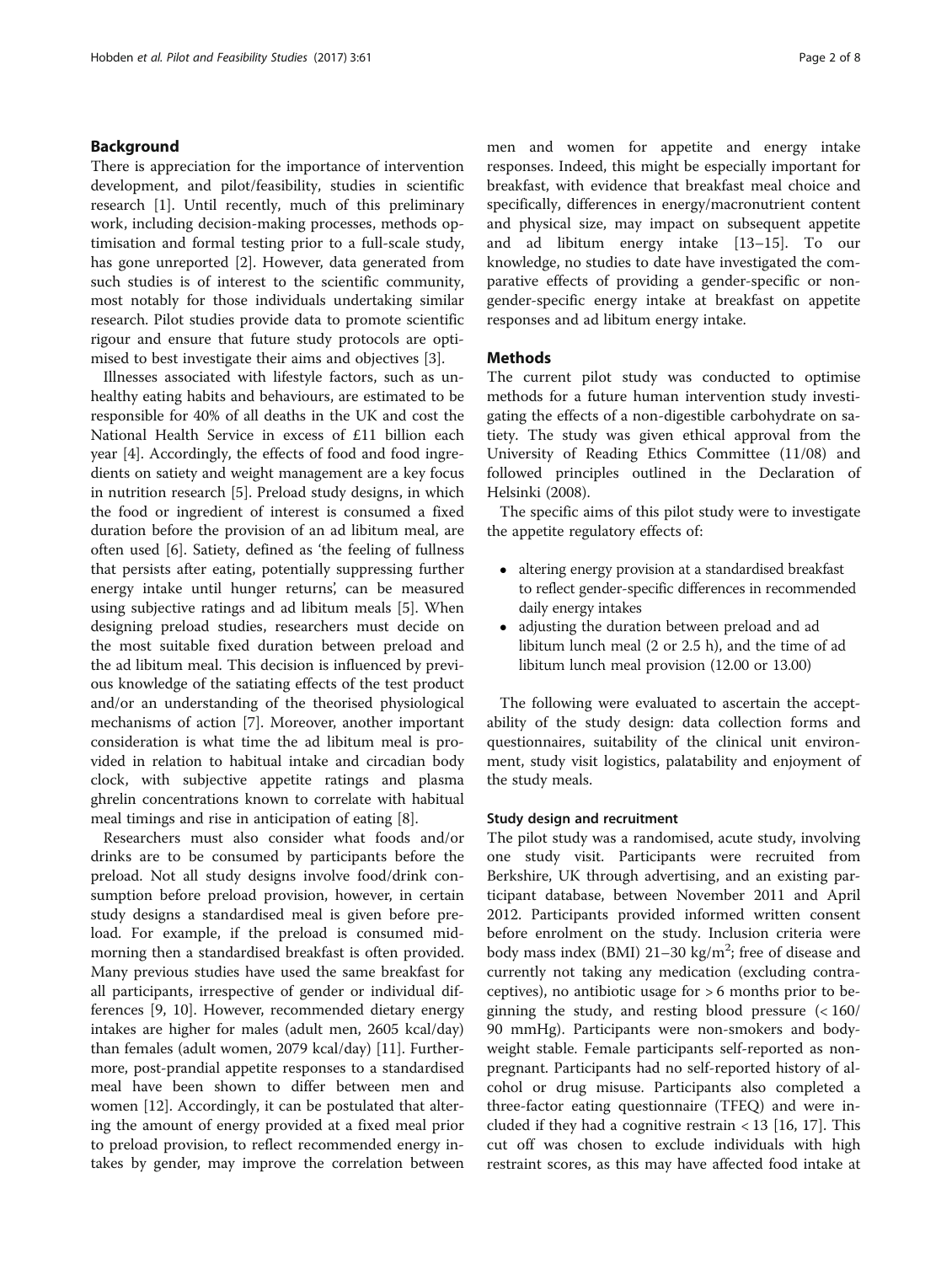## Background

There is appreciation for the importance of intervention development, and pilot/feasibility, studies in scientific research [1]. Until recently, much of this preliminary work, including decision-making processes, methods optimisation and formal testing prior to a full-scale study, has gone unreported [2]. However, data generated from such studies is of interest to the scientific community, most notably for those individuals undertaking similar research. Pilot studies provide data to promote scientific rigour and ensure that future study protocols are optimised to best investigate their aims and objectives [3].

Illnesses associated with lifestyle factors, such as unhealthy eating habits and behaviours, are estimated to be responsible for 40% of all deaths in the UK and cost the National Health Service in excess of £11 billion each year [4]. Accordingly, the effects of food and food ingredients on satiety and weight management are a key focus in nutrition research [5]. Preload study designs, in which the food or ingredient of interest is consumed a fixed duration before the provision of an ad libitum meal, are often used [6]. Satiety, defined as 'the feeling of fullness that persists after eating, potentially suppressing further energy intake until hunger returns', can be measured using subjective ratings and ad libitum meals [5]. When designing preload studies, researchers must decide on the most suitable fixed duration between preload and the ad libitum meal. This decision is influenced by previous knowledge of the satiating effects of the test product and/or an understanding of the theorised physiological mechanisms of action [7]. Moreover, another important consideration is what time the ad libitum meal is provided in relation to habitual intake and circadian body clock, with subjective appetite ratings and plasma ghrelin concentrations known to correlate with habitual meal timings and rise in anticipation of eating [8].

Researchers must also consider what foods and/or drinks are to be consumed by participants before the preload. Not all study designs involve food/drink consumption before preload provision, however, in certain study designs a standardised meal is given before preload. For example, if the preload is consumed mid-morning then a standardised breakfast is often provided. Many previous studies have used the same breakfast for all participants, irrespective of gender or individual differences [9, 10]. However, recommended dietary energy intakes are higher for males (adult men, 2605 kcal/day) than females (adult women, 2079 kcal/day) [11]. Furthermore, post-prandial appetite responses to a standardised meal have been shown to differ between men and women [12]. Accordingly, it can be postulated that altering the amount of energy provided at a fixed meal prior to preload provision, to reflect recommended energy intakes by gender, may improve the correlation between men and women for appetite and energy intake responses. Indeed, this might be especially important for breakfast, with evidence that breakfast meal choice and specifically, differences in energy/macronutrient content and physical size, may impact on subsequent appetite and ad libitum energy intake [13–15]. To our knowledge, no studies to date have investigated the comparative effects of providing a gender-specific or non-gender-specific energy intake at breakfast on appetite responses and ad libitum energy intake.

## Methods

The current pilot study was conducted to optimise methods for a future human intervention study investigating the effects of a non-digestible carbohydrate on satiety. The study was given ethical approval from the University of Reading Ethics Committee (11/08) and followed principles outlined in the Declaration of Helsinki (2008).

The specific aims of this pilot study were to investigate the appetite regulatory effects of:

- altering energy provision at a standardised breakfast to reflect gender-specific differences in recommended daily energy intakes
- adjusting the duration between preload and ad libitum lunch meal (2 or 2.5 h), and the time of ad libitum lunch meal provision (12.00 or 13.00)

The following were evaluated to ascertain the acceptability of the study design: data collection forms and questionnaires, suitability of the clinical unit environment, study visit logistics, palatability and enjoyment of the study meals.

### Study design and recruitment

The pilot study was a randomised, acute study, involving one study visit. Participants were recruited from Berkshire, UK through advertising, and an existing participant database, between November 2011 and April 2012. Participants provided informed written consent before enrolment on the study. Inclusion criteria were body mass index (BMI) 21–30 kg/m$^2$; free of disease and currently not taking any medication (excluding contraceptives), no antibiotic usage for > 6 months prior to beginning the study, and resting blood pressure (< 160/90 mmHg). Participants were non-smokers and bodyweight stable. Female participants self-reported as non-pregnant. Participants had no self-reported history of alcohol or drug misuse. Participants also completed a three-factor eating questionnaire (TFEQ) and were included if they had a cognitive restrain < 13 [16, 17]. This cut off was chosen to exclude individuals with high restraint scores, as this may have affected food intake at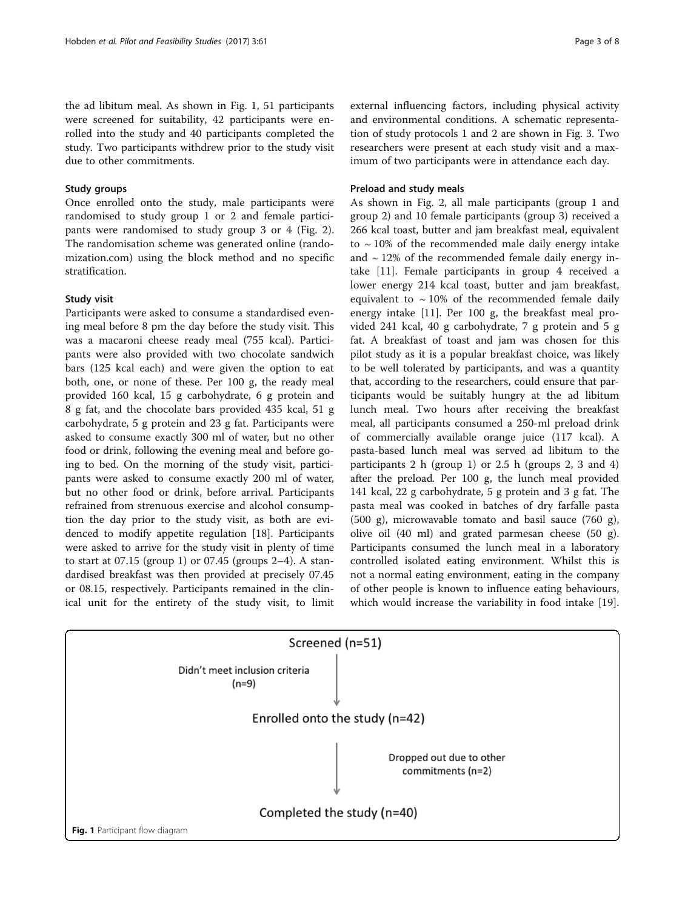the ad libitum meal. As shown in Fig. 1, 51 participants were screened for suitability, 42 participants were enrolled into the study and 40 participants completed the study. Two participants withdrew prior to the study visit due to other commitments.

### Study groups

Once enrolled onto the study, male participants were randomised to study group 1 or 2 and female participants were randomised to study group 3 or 4 (Fig. 2). The randomisation scheme was generated online (randomization.com) using the block method and no specific stratification.

### Study visit

Participants were asked to consume a standardised evening meal before 8 pm the day before the study visit. This was a macaroni cheese ready meal (755 kcal). Participants were also provided with two chocolate sandwich bars (125 kcal each) and were given the option to eat both, one, or none of these. Per 100 g, the ready meal provided 160 kcal, 15 g carbohydrate, 6 g protein and 8 g fat, and the chocolate bars provided 435 kcal, 51 g carbohydrate, 5 g protein and 23 g fat. Participants were asked to consume exactly 300 ml of water, but no other food or drink, following the evening meal and before going to bed. On the morning of the study visit, participants were asked to consume exactly 200 ml of water, but no other food or drink, before arrival. Participants refrained from strenuous exercise and alcohol consumption the day prior to the study visit, as both are evidenced to modify appetite regulation [18]. Participants were asked to arrive for the study visit in plenty of time to start at 07.15 (group 1) or 07.45 (groups 2–4). A standardised breakfast was then provided at precisely 07.45 or 08.15, respectively. Participants remained in the clinical unit for the entirety of the study visit, to limit external influencing factors, including physical activity and environmental conditions. A schematic representation of study protocols 1 and 2 are shown in Fig. 3. Two researchers were present at each study visit and a maximum of two participants were in attendance each day.

### Preload and study meals

As shown in Fig. 2, all male participants (group 1 and group 2) and 10 female participants (group 3) received a 266 kcal toast, butter and jam breakfast meal, equivalent to ~ 10% of the recommended male daily energy intake and ~ 12% of the recommended female daily energy intake [11]. Female participants in group 4 received a lower energy 214 kcal toast, butter and jam breakfast, equivalent to ~ 10% of the recommended female daily energy intake [11]. Per 100 g, the breakfast meal provided 241 kcal, 40 g carbohydrate, 7 g protein and 5 g fat. A breakfast of toast and jam was chosen for this pilot study as it is a popular breakfast choice, was likely to be well tolerated by participants, and was a quantity that, according to the researchers, could ensure that participants would be suitably hungry at the ad libitum lunch meal. Two hours after receiving the breakfast meal, all participants consumed a 250-ml preload drink of commercially available orange juice (117 kcal). A pasta-based lunch meal was served ad libitum to the participants 2 h (group 1) or 2.5 h (groups 2, 3 and 4) after the preload. Per 100 g, the lunch meal provided 141 kcal, 22 g carbohydrate, 5 g protein and 3 g fat. The pasta meal was cooked in batches of dry farfalle pasta (500 g), microwavable tomato and basil sauce (760 g), olive oil (40 ml) and grated parmesan cheese (50 g). Participants consumed the lunch meal in a laboratory controlled isolated eating environment. Whilst this is not a normal eating environment, eating in the company of other people is known to influence eating behaviours, which would increase the variability in food intake [19].

Screened (n=51)

Didn't meet inclusion criteria (n=9)

Enrolled onto the study (n=42)

Dropped out due to other commitments (n=2)

Completed the study (n=40)

**Fig. 1** Participant flow diagram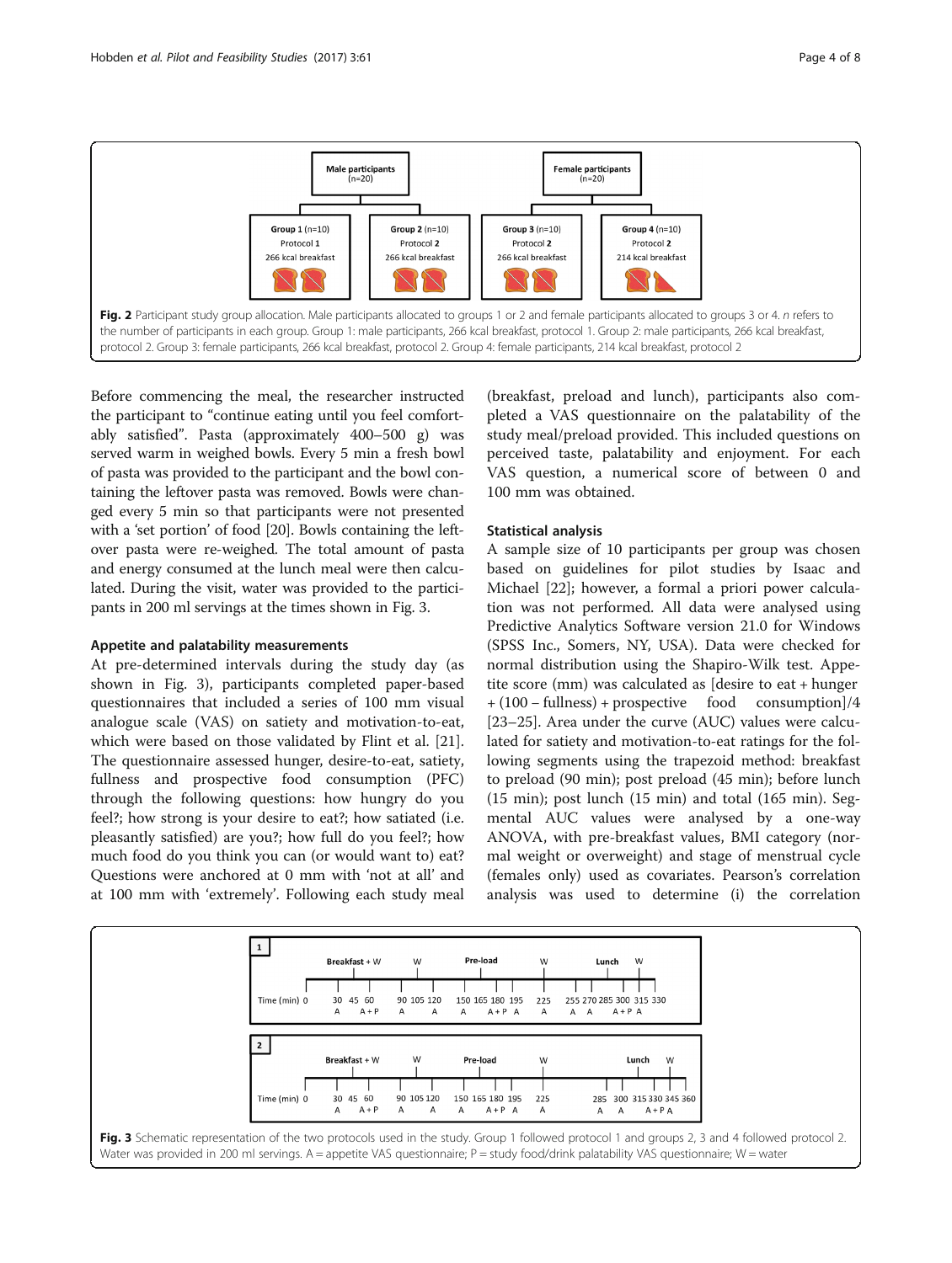Fig. 2 Participant study group allocation. Male participants allocated to groups 1 or 2 and female participants allocated to groups 3 or 4. *n* refers to the number of participants in each group. Group 1: male participants, 266 kcal breakfast, protocol 1. Group 2: male participants, 266 kcal breakfast, protocol 2. Group 3: female participants, 266 kcal breakfast, protocol 2. Group 4: female participants, 214 kcal breakfast, protocol 2

Before commencing the meal, the researcher instructed the participant to "continue eating until you feel comfortably satisfied". Pasta (approximately 400–500 g) was served warm in weighed bowls. Every 5 min a fresh bowl of pasta was provided to the participant and the bowl containing the leftover pasta was removed. Bowls were changed every 5 min so that participants were not presented with a 'set portion' of food [20]. Bowls containing the leftover pasta were re-weighed. The total amount of pasta and energy consumed at the lunch meal were then calculated. During the visit, water was provided to the participants in 200 ml servings at the times shown in Fig. 3.

### Appetite and palatability measurements

At pre-determined intervals during the study day (as shown in Fig. 3), participants completed paper-based questionnaires that included a series of 100 mm visual analogue scale (VAS) on satiety and motivation-to-eat, which were based on those validated by Flint et al. [21]. The questionnaire assessed hunger, desire-to-eat, satiety, fullness and prospective food consumption (PFC) through the following questions: how hungry do you feel?; how strong is your desire to eat?; how satiated (i.e. pleasantly satisfied) are you?; how full do you feel?; how much food do you think you can (or would want to) eat? Questions were anchored at 0 mm with 'not at all' and at 100 mm with 'extremely'. Following each study meal (breakfast, preload and lunch), participants also completed a VAS questionnaire on the palatability of the study meal/preload provided. This included questions on perceived taste, palatability and enjoyment. For each VAS question, a numerical score of between 0 and 100 mm was obtained.

### Statistical analysis

A sample size of 10 participants per group was chosen based on guidelines for pilot studies by Isaac and Michael [22]; however, a formal a priori power calculation was not performed. All data were analysed using Predictive Analytics Software version 21.0 for Windows (SPSS Inc., Somers, NY, USA). Data were checked for normal distribution using the Shapiro-Wilk test. Appetite score (mm) was calculated as [desire to eat + hunger + (100 – fullness) + prospective food consumption]/4 [23–25]. Area under the curve (AUC) values were calculated for satiety and motivation-to-eat ratings for the following segments using the trapezoid method: breakfast to preload (90 min); post preload (45 min); before lunch (15 min); post lunch (15 min) and total (165 min). Segmental AUC values were analysed by a one-way ANOVA, with pre-breakfast values, BMI category (normal weight or overweight) and stage of menstrual cycle (females only) used as covariates. Pearson's correlation analysis was used to determine (i) the correlation

Fig. 3 Schematic representation of the two protocols used in the study. Group 1 followed protocol 1 and groups 2, 3 and 4 followed protocol 2. Water was provided in 200 ml servings. A = appetite VAS questionnaire; P = study food/drink palatability VAS questionnaire; W = water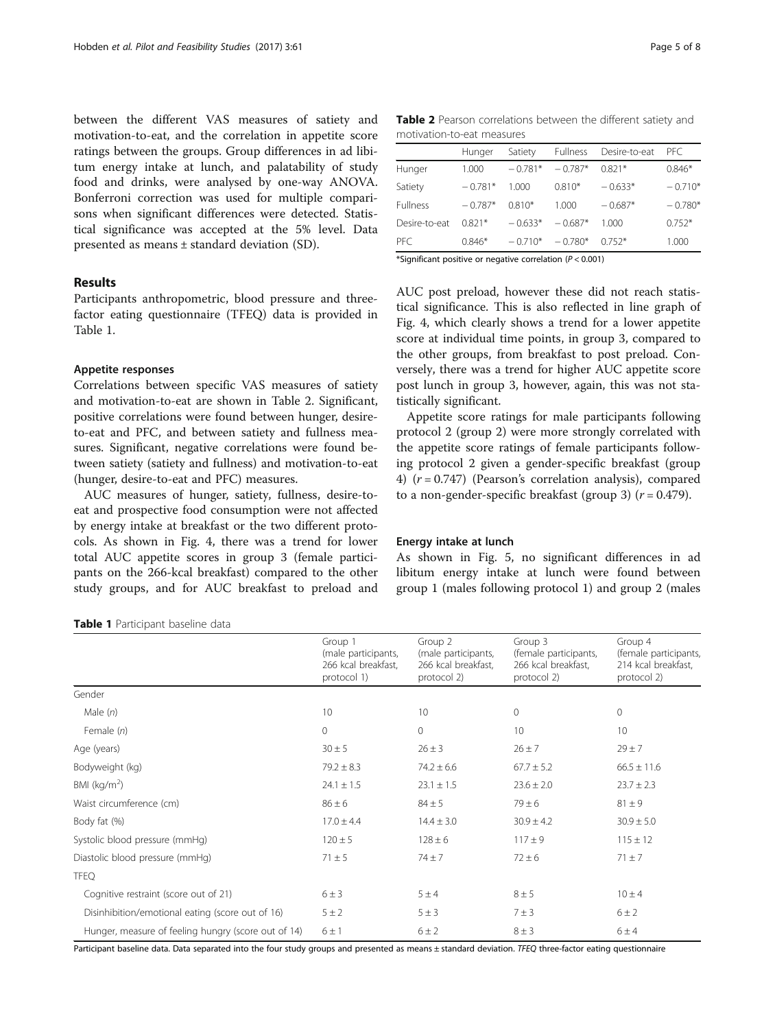between the different VAS measures of satiety and motivation-to-eat, and the correlation in appetite score ratings between the groups. Group differences in ad libitum energy intake at lunch, and palatability of study food and drinks, were analysed by one-way ANOVA. Bonferroni correction was used for multiple comparisons when significant differences were detected. Statistical significance was accepted at the 5% level. Data presented as means ± standard deviation (SD).

## Results

Participants anthropometric, blood pressure and three-factor eating questionnaire (TFEQ) data is provided in Table 1.

### Appetite responses

Correlations between specific VAS measures of satiety and motivation-to-eat are shown in Table 2. Significant, positive correlations were found between hunger, desire-to-eat and PFC, and between satiety and fullness measures. Significant, negative correlations were found between satiety (satiety and fullness) and motivation-to-eat (hunger, desire-to-eat and PFC) measures.

AUC measures of hunger, satiety, fullness, desire-to-eat and prospective food consumption were not affected by energy intake at breakfast or the two different protocols. As shown in Fig. 4, there was a trend for lower total AUC appetite scores in group 3 (female participants on the 266-kcal breakfast) compared to the other study groups, and for AUC breakfast to preload and AUC post preload, however these did not reach statistical significance. This is also reflected in line graph of Fig. 4, which clearly shows a trend for a lower appetite score at individual time points, in group 3, compared to the other groups, from breakfast to post preload. Conversely, there was a trend for higher AUC appetite score post lunch in group 3, however, again, this was not statistically significant.

Appetite score ratings for male participants following protocol 2 (group 2) were more strongly correlated with the appetite score ratings of female participants following protocol 2 given a gender-specific breakfast (group 4) ($r = 0.747$) (Pearson's correlation analysis), compared to a non-gender-specific breakfast (group 3) ($r = 0.479$).

**Table 2** Pearson correlations between the different satiety and motivation-to-eat measures

| | Hunger | Satiety | Fullness | Desire-to-eat | PFC |
|---|---|---|---|---|---|
| Hunger | 1.000 | − 0.781* | − 0.787* | 0.821* | 0.846* |
| Satiety | − 0.781* | 1.000 | 0.810* | − 0.633* | − 0.710* |
| Fullness | − 0.787* | 0.810* | 1.000 | − 0.687* | − 0.780* |
| Desire-to-eat | 0.821* | − 0.633* | − 0.687* | 1.000 | 0.752* |
| PFC | 0.846* | − 0.710* | − 0.780* | 0.752* | 1.000 |

*Significant positive or negative correlation ($P < 0.001$)

### Energy intake at lunch

As shown in Fig. 5, no significant differences in ad libitum energy intake at lunch were found between group 1 (males following protocol 1) and group 2 (males

**Table 1** Participant baseline data

| | Group 1 (male participants, 266 kcal breakfast, protocol 1) | Group 2 (male participants, 266 kcal breakfast, protocol 2) | Group 3 (female participants, 266 kcal breakfast, protocol 2) | Group 4 (female participants, 214 kcal breakfast, protocol 2) |
|---|---|---|---|---|
| Gender | | | | |
| Male (*n*) | 10 | 10 | 0 | 0 |
| Female (*n*) | 0 | 0 | 10 | 10 |
| Age (years) | 30 ± 5 | 26 ± 3 | 26 ± 7 | 29 ± 7 |
| Bodyweight (kg) | 79.2 ± 8.3 | 74.2 ± 6.6 | 67.7 ± 5.2 | 66.5 ± 11.6 |
| BMI (kg/m$^2$) | 24.1 ± 1.5 | 23.1 ± 1.5 | 23.6 ± 2.0 | 23.7 ± 2.3 |
| Waist circumference (cm) | 86 ± 6 | 84 ± 5 | 79 ± 6 | 81 ± 9 |
| Body fat (%) | 17.0 ± 4.4 | 14.4 ± 3.0 | 30.9 ± 4.2 | 30.9 ± 5.0 |
| Systolic blood pressure (mmHg) | 120 ± 5 | 128 ± 6 | 117 ± 9 | 115 ± 12 |
| Diastolic blood pressure (mmHg) | 71 ± 5 | 74 ± 7 | 72 ± 6 | 71 ± 7 |
| TFEQ | | | | |
| Cognitive restraint (score out of 21) | 6 ± 3 | 5 ± 4 | 8 ± 5 | 10 ± 4 |
| Disinhibition/emotional eating (score out of 16) | 5 ± 2 | 5 ± 3 | 7 ± 3 | 6 ± 2 |
| Hunger, measure of feeling hungry (score out of 14) | 6 ± 1 | 6 ± 2 | 8 ± 3 | 6 ± 4 |

Participant baseline data. Data separated into the four study groups and presented as means ± standard deviation. *TFEQ* three-factor eating questionnaire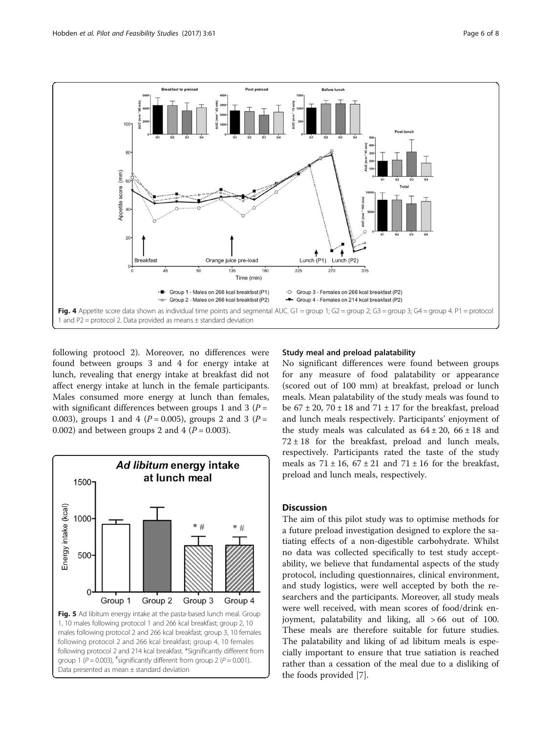Fig. 4 Appetite score data shown as individual time points and segmental AUC. G1 = group 1; G2 = group 2; G3 = group 3; G4 = group 4. P1 = protocol 1 and P2 = protocol 2. Data provided as means ± standard deviation

following protoocl 2). Moreover, no differences were found between groups 3 and 4 for energy intake at lunch, revealing that energy intake at breakfast did not affect energy intake at lunch in the female participants. Males consumed more energy at lunch than females, with significant differences between groups 1 and 3 ($P = 0.003$), groups 1 and 4 ($P = 0.005$), groups 2 and 3 ($P = 0.002$) and between groups 2 and 4 ($P = 0.003$).

Fig. 5 Ad libitum energy intake at the pasta-based lunch meal. Group 1, 10 males following protocol 1 and 266 kcal breakfast; group 2, 10 males following protocol 2 and 266 kcal breakfast; group 3, 10 females following protocol 2 and 266 kcal breakfast; group 4, 10 females following protocol 2 and 214 kcal breakfast. *Significantly different from group 1 ($P = 0.003$), #significantly different from group 2 ($P = 0.001$). Data presented as mean ± standard deviation

### Study meal and preload palatability

No significant differences were found between groups for any measure of food palatability or appearance (scored out of 100 mm) at breakfast, preload or lunch meals. Mean palatability of the study meals was found to be 67 ± 20, 70 ± 18 and 71 ± 17 for the breakfast, preload and lunch meals respectively. Participants' enjoyment of the study meals was calculated as 64 ± 20, 66 ± 18 and 72 ± 18 for the breakfast, preload and lunch meals, respectively. Participants rated the taste of the study meals as 71 ± 16, 67 ± 21 and 71 ± 16 for the breakfast, preload and lunch meals, respectively.

## Discussion

The aim of this pilot study was to optimise methods for a future preload investigation designed to explore the satiating effects of a non-digestible carbohydrate. Whilst no data was collected specifically to test study acceptability, we believe that fundamental aspects of the study protocol, including questionnaires, clinical environment, and study logistics, were well accepted by both the researchers and the participants. Moreover, all study meals were well received, with mean scores of food/drink enjoyment, palatability and liking, all > 66 out of 100. These meals are therefore suitable for future studies. The palatability and liking of ad libitum meals is especially important to ensure that true satiation is reached rather than a cessation of the meal due to a disliking of the foods provided [7].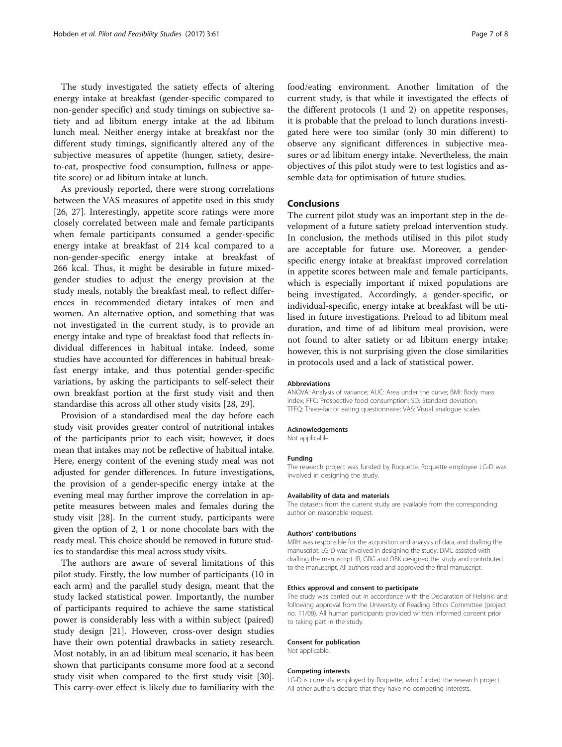The study investigated the satiety effects of altering energy intake at breakfast (gender-specific compared to non-gender specific) and study timings on subjective satiety and ad libitum energy intake at the ad libitum lunch meal. Neither energy intake at breakfast nor the different study timings, significantly altered any of the subjective measures of appetite (hunger, satiety, desire-to-eat, prospective food consumption, fullness or appetite score) or ad libitum intake at lunch.

As previously reported, there were strong correlations between the VAS measures of appetite used in this study [26, 27]. Interestingly, appetite score ratings were more closely correlated between male and female participants when female participants consumed a gender-specific energy intake at breakfast of 214 kcal compared to a non-gender-specific energy intake at breakfast of 266 kcal. Thus, it might be desirable in future mixed-gender studies to adjust the energy provision at the study meals, notably the breakfast meal, to reflect differences in recommended dietary intakes of men and women. An alternative option, and something that was not investigated in the current study, is to provide an energy intake and type of breakfast food that reflects individual differences in habitual intake. Indeed, some studies have accounted for differences in habitual breakfast energy intake, and thus potential gender-specific variations, by asking the participants to self-select their own breakfast portion at the first study visit and then standardise this across all other study visits [28, 29].

Provision of a standardised meal the day before each study visit provides greater control of nutritional intakes of the participants prior to each visit; however, it does mean that intakes may not be reflective of habitual intake. Here, energy content of the evening study meal was not adjusted for gender differences. In future investigations, the provision of a gender-specific energy intake at the evening meal may further improve the correlation in appetite measures between males and females during the study visit [28]. In the current study, participants were given the option of 2, 1 or none chocolate bars with the ready meal. This choice should be removed in future studies to standardise this meal across study visits.

The authors are aware of several limitations of this pilot study. Firstly, the low number of participants (10 in each arm) and the parallel study design, meant that the study lacked statistical power. Importantly, the number of participants required to achieve the same statistical power is considerably less with a within subject (paired) study design [21]. However, cross-over design studies have their own potential drawbacks in satiety research. Most notably, in an ad libitum meal scenario, it has been shown that participants consume more food at a second study visit when compared to the first study visit [30]. This carry-over effect is likely due to familiarity with the food/eating environment. Another limitation of the current study, is that while it investigated the effects of the different protocols (1 and 2) on appetite responses, it is probable that the preload to lunch durations investigated here were too similar (only 30 min different) to observe any significant differences in subjective measures or ad libitum energy intake. Nevertheless, the main objectives of this pilot study were to test logistics and assemble data for optimisation of future studies.

## Conclusions

The current pilot study was an important step in the development of a future satiety preload intervention study. In conclusion, the methods utilised in this pilot study are acceptable for future use. Moreover, a gender-specific energy intake at breakfast improved correlation in appetite scores between male and female participants, which is especially important if mixed populations are being investigated. Accordingly, a gender-specific, or individual-specific, energy intake at breakfast will be utilised in future investigations. Preload to ad libitum meal duration, and time of ad libitum meal provision, were not found to alter satiety or ad libitum energy intake; however, this is not surprising given the close similarities in protocols used and a lack of statistical power.

#### Abbreviations

ANOVA: Analysis of variance; AUC: Area under the curve; BMI: Body mass index; PFC: Prospective food consumption; SD: Standard deviation; TFEQ: Three-factor eating questionnaire; VAS: Visual analogue scales

#### Acknowledgements

Not applicable

#### Funding

The research project was funded by Roquette. Roquette employee LG-D was involved in designing the study.

#### Availability of data and materials

The datasets from the current study are available from the corresponding author on reasonable request.

#### Authors' contributions

MRH was responsible for the acquisition and analysis of data, and drafting the manuscript. LG-D was involved in designing the study. DMC assisted with drafting the manuscript. IR, GRG and OBK designed the study and contributed to the manuscript. All authors read and approved the final manuscript.

#### Ethics approval and consent to participate

The study was carried out in accordance with the Declaration of Helsinki and following approval from the University of Reading Ethics Committee (project no. 11/08). All human participants provided written informed consent prior to taking part in the study.

#### Consent for publication

Not applicable.

#### Competing interests

LG-D is currently employed by Roquette, who funded the research project. All other authors declare that they have no competing interests.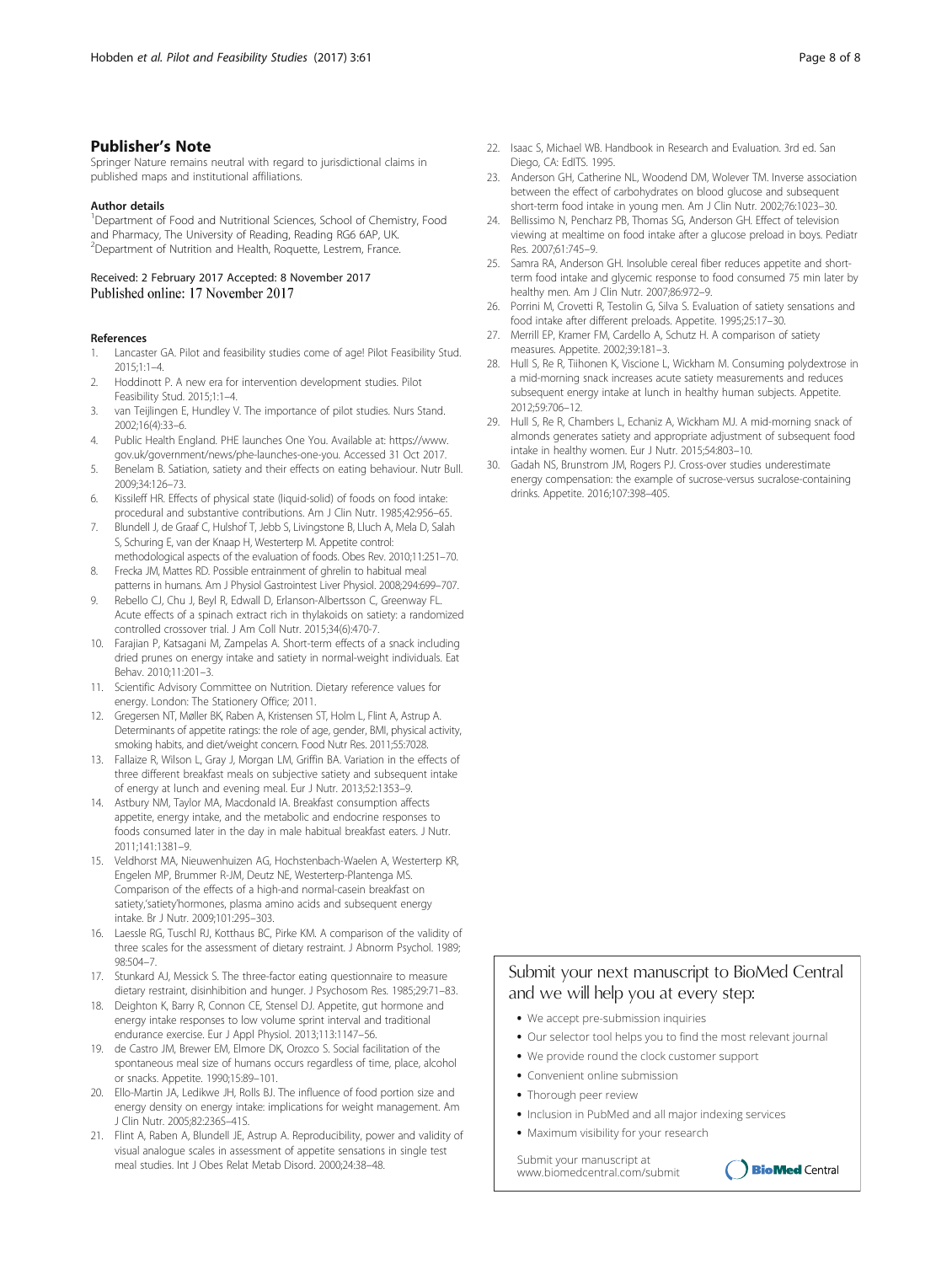## Publisher's Note

Springer Nature remains neutral with regard to jurisdictional claims in published maps and institutional affiliations.

### Author details

[1]Department of Food and Nutritional Sciences, School of Chemistry, Food and Pharmacy, The University of Reading, Reading RG6 6AP, UK. [2]Department of Nutrition and Health, Roquette, Lestrem, France.

Received: 2 February 2017 Accepted: 8 November 2017
Published online: 17 November 2017

### References

1. Lancaster GA. Pilot and feasibility studies come of age! Pilot Feasibility Stud. 2015;1:1–4.
2. Hoddinott P. A new era for intervention development studies. Pilot Feasibility Stud. 2015;1:1–4.
3. van Teijlingen E, Hundley V. The importance of pilot studies. Nurs Stand. 2002;16(4):33–6.
4. Public Health England. PHE launches One You. Available at: https://www.gov.uk/government/news/phe-launches-one-you. Accessed 31 Oct 2017.
5. Benelam B. Satiation, satiety and their effects on eating behaviour. Nutr Bull. 2009;34:126–73.
6. Kissileff HR. Effects of physical state (liquid-solid) of foods on food intake: procedural and substantive contributions. Am J Clin Nutr. 1985;42:956–65.
7. Blundell J, de Graaf C, Hulshof T, Jebb S, Livingstone B, Lluch A, Mela D, Salah S, Schuring E, van der Knaap H, Westerterp M. Appetite control: methodological aspects of the evaluation of foods. Obes Rev. 2010;11:251–70.
8. Frecka JM, Mattes RD. Possible entrainment of ghrelin to habitual meal patterns in humans. Am J Physiol Gastrointest Liver Physiol. 2008;294:699–707.
9. Rebello CJ, Chu J, Beyl R, Edwall D, Erlanson-Albertsson C, Greenway FL. Acute effects of a spinach extract rich in thylakoids on satiety: a randomized controlled crossover trial. J Am Coll Nutr. 2015;34(6):470-7.
10. Farajian P, Katsagani M, Zampelas A. Short-term effects of a snack including dried prunes on energy intake and satiety in normal-weight individuals. Eat Behav. 2010;11:201–3.
11. Scientific Advisory Committee on Nutrition. Dietary reference values for energy. London: The Stationery Office; 2011.
12. Gregersen NT, Møller BK, Raben A, Kristensen ST, Holm L, Flint A, Astrup A. Determinants of appetite ratings: the role of age, gender, BMI, physical activity, smoking habits, and diet/weight concern. Food Nutr Res. 2011;55:7028.
13. Fallaize R, Wilson L, Gray J, Morgan LM, Griffin BA. Variation in the effects of three different breakfast meals on subjective satiety and subsequent intake of energy at lunch and evening meal. Eur J Nutr. 2013;52:1353–9.
14. Astbury NM, Taylor MA, Macdonald IA. Breakfast consumption affects appetite, energy intake, and the metabolic and endocrine responses to foods consumed later in the day in male habitual breakfast eaters. J Nutr. 2011;141:1381–9.
15. Veldhorst MA, Nieuwenhuizen AG, Hochstenbach-Waelen A, Westerterp KR, Engelen MP, Brummer R-JM, Deutz NE, Westerterp-Plantenga MS. Comparison of the effects of a high-and normal-casein breakfast on satiety,'satiety'hormones, plasma amino acids and subsequent energy intake. Br J Nutr. 2009;101:295–303.
16. Laessle RG, Tuschl RJ, Kotthaus BC, Pirke KM. A comparison of the validity of three scales for the assessment of dietary restraint. J Abnorm Psychol. 1989; 98:504–7.
17. Stunkard AJ, Messick S. The three-factor eating questionnaire to measure dietary restraint, disinhibition and hunger. J Psychosom Res. 1985;29:71–83.
18. Deighton K, Barry R, Connon CE, Stensel DJ. Appetite, gut hormone and energy intake responses to low volume sprint interval and traditional endurance exercise. Eur J Appl Physiol. 2013;113:1147–56.
19. de Castro JM, Brewer EM, Elmore DK, Orozco S. Social facilitation of the spontaneous meal size of humans occurs regardless of time, place, alcohol or snacks. Appetite. 1990;15:89–101.
20. Ello-Martin JA, Ledikwe JH, Rolls BJ. The influence of food portion size and energy density on energy intake: implications for weight management. Am J Clin Nutr. 2005;82:236S–41S.
21. Flint A, Raben A, Blundell JE, Astrup A. Reproducibility, power and validity of visual analogue scales in assessment of appetite sensations in single test meal studies. Int J Obes Relat Metab Disord. 2000;24:38–48.
22. Isaac S, Michael WB. Handbook in Research and Evaluation. 3rd ed. San Diego, CA: EdITS. 1995.
23. Anderson GH, Catherine NL, Woodend DM, Wolever TM. Inverse association between the effect of carbohydrates on blood glucose and subsequent short-term food intake in young men. Am J Clin Nutr. 2002;76:1023–30.
24. Bellissimo N, Pencharz PB, Thomas SG, Anderson GH. Effect of television viewing at mealtime on food intake after a glucose preload in boys. Pediatr Res. 2007;61:745–9.
25. Samra RA, Anderson GH. Insoluble cereal fiber reduces appetite and short-term food intake and glycemic response to food consumed 75 min later by healthy men. Am J Clin Nutr. 2007;86:972–9.
26. Porrini M, Crovetti R, Testolin G, Silva S. Evaluation of satiety sensations and food intake after different preloads. Appetite. 1995;25:17–30.
27. Merrill EP, Kramer FM, Cardello A, Schutz H. A comparison of satiety measures. Appetite. 2002;39:181–3.
28. Hull S, Re R, Tiihonen K, Viscione L, Wickham M. Consuming polydextrose in a mid-morning snack increases acute satiety measurements and reduces subsequent energy intake at lunch in healthy human subjects. Appetite. 2012;59:706–12.
29. Hull S, Re R, Chambers L, Echaniz A, Wickham MJ. A mid-morning snack of almonds generates satiety and appropriate adjustment of subsequent food intake in healthy women. Eur J Nutr. 2015;54:803–10.
30. Gadah NS, Brunstrom JM, Rogers PJ. Cross-over studies underestimate energy compensation: the example of sucrose-versus sucralose-containing drinks. Appetite. 2016;107:398–405.

Submit your next manuscript to BioMed Central and we will help you at every step:

- We accept pre-submission inquiries
- Our selector tool helps you to find the most relevant journal
- We provide round the clock customer support
- Convenient online submission
- Thorough peer review
- Inclusion in PubMed and all major indexing services
- Maximum visibility for your research

Submit your manuscript at www.biomedcentral.com/submit